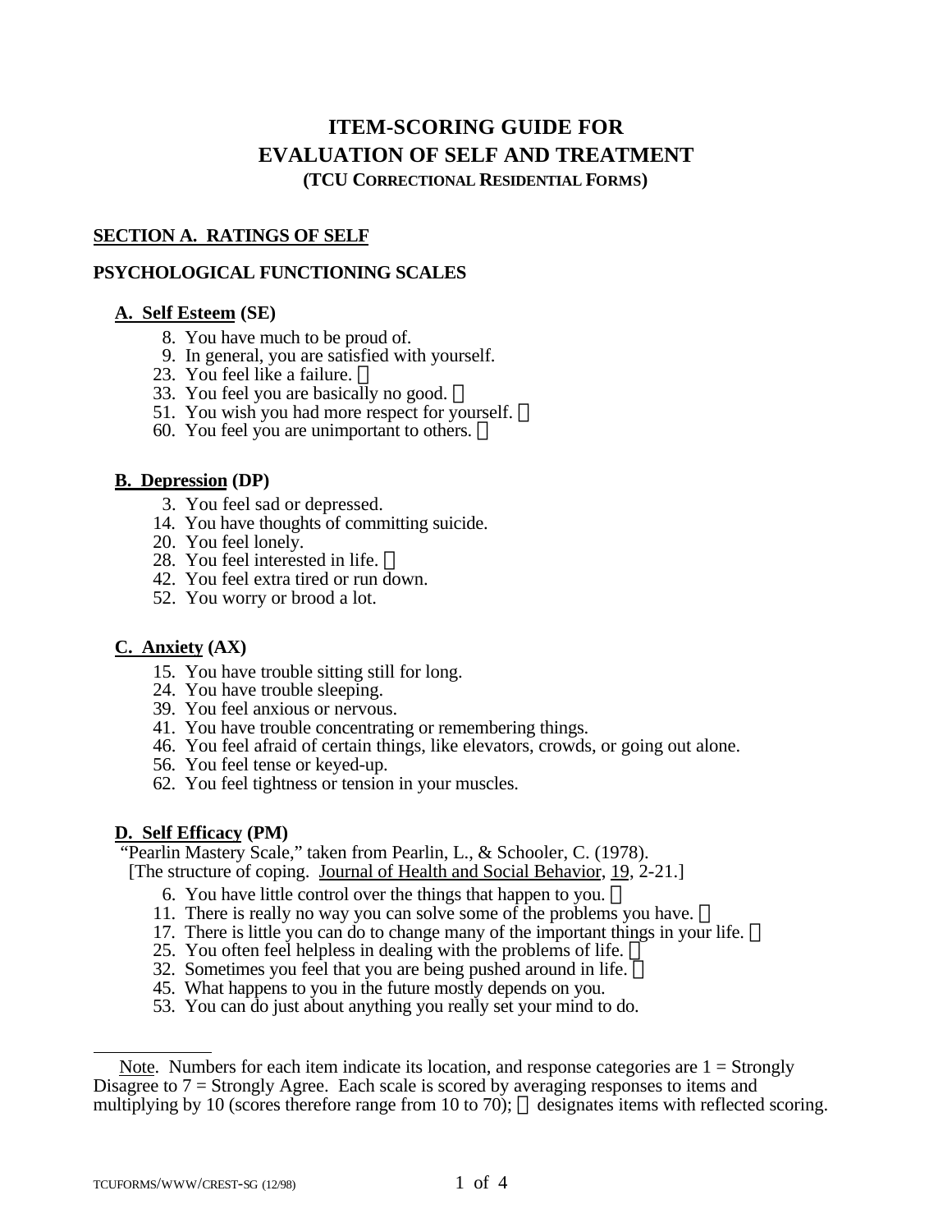# ITEM-SCORING GUIDE FOR EVALUATION OF SELF AND TREATMENT

**(TCU CORRECTIONAL RESIDENTIAL FORMS)**

## SECTION A. RATINGS OF SELF

### PSYCHOLOGICAL FUNCTIONING SCALES

**A. Self Esteem (SE)**

8. You have much to be proud of.
9. In general, you are satisfied with yourself.
23. You feel like a failure. □
33. You feel you are basically no good. □
51. You wish you had more respect for yourself. □
60. You feel you are unimportant to others. □

**B. Depression (DP)**

3. You feel sad or depressed.
14. You have thoughts of committing suicide.
20. You feel lonely.
28. You feel interested in life. □
42. You feel extra tired or run down.
52. You worry or brood a lot.

**C. Anxiety (AX)**

15. You have trouble sitting still for long.
24. You have trouble sleeping.
39. You feel anxious or nervous.
41. You have trouble concentrating or remembering things.
46. You feel afraid of certain things, like elevators, crowds, or going out alone.
56. You feel tense or keyed-up.
62. You feel tightness or tension in your muscles.

**D. Self Efficacy (PM)**

"Pearlin Mastery Scale," taken from Pearlin, L., & Schooler, C. (1978). [The structure of coping. Journal of Health and Social Behavior, 19, 2-21.]

6. You have little control over the things that happen to you. □
11. There is really no way you can solve some of the problems you have. □
17. There is little you can do to change many of the important things in your life. □
25. You often feel helpless in dealing with the problems of life. □
32. Sometimes you feel that you are being pushed around in life. □
45. What happens to you in the future mostly depends on you.
53. You can do just about anything you really set your mind to do.

---

Note. Numbers for each item indicate its location, and response categories are 1 = Strongly Disagree to 7 = Strongly Agree. Each scale is scored by averaging responses to items and multiplying by 10 (scores therefore range from 10 to 70); □ designates items with reflected scoring.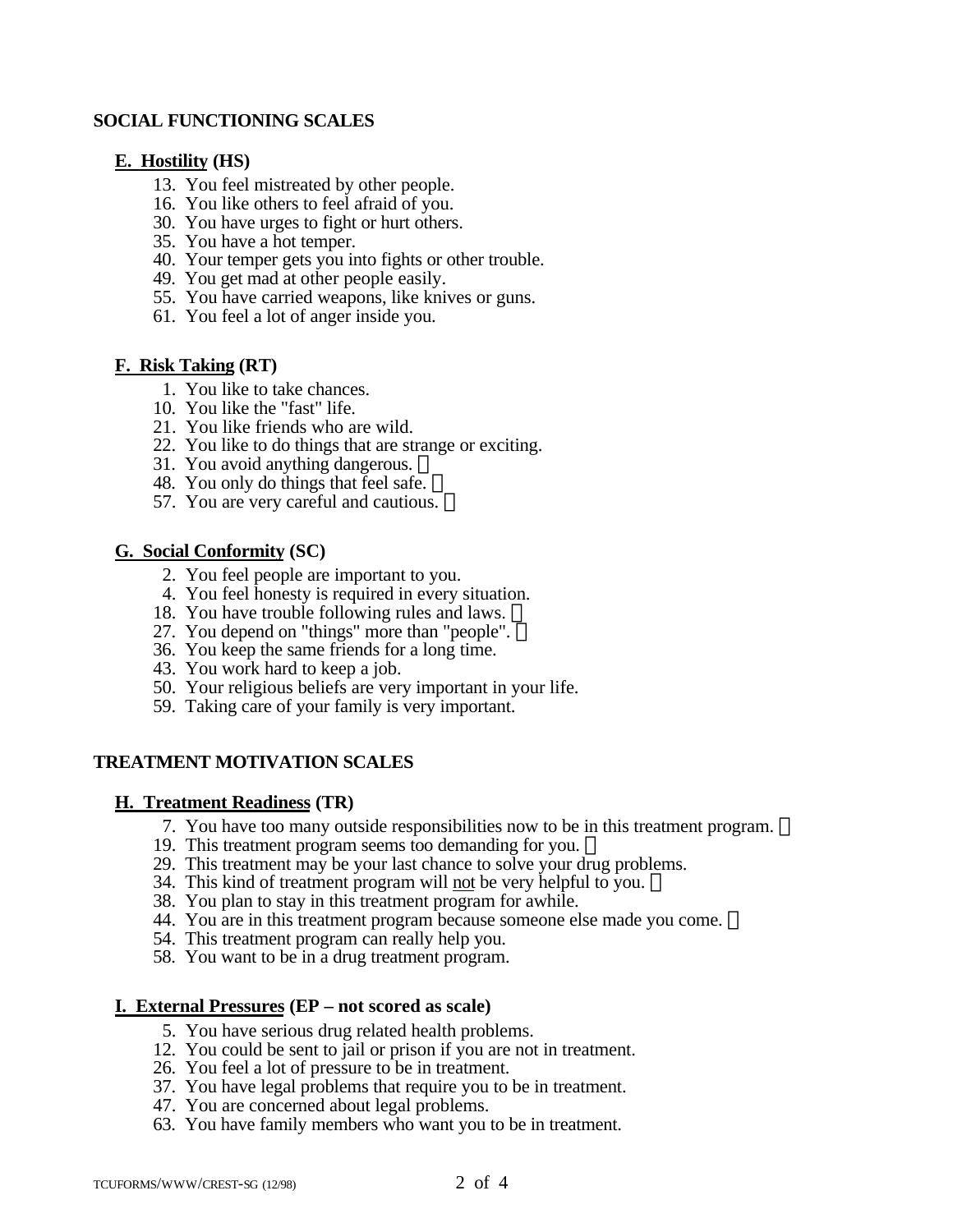## SOCIAL FUNCTIONING SCALES

### E. Hostility (HS)

13. You feel mistreated by other people.
16. You like others to feel afraid of you.
30. You have urges to fight or hurt others.
35. You have a hot temper.
40. Your temper gets you into fights or other trouble.
49. You get mad at other people easily.
55. You have carried weapons, like knives or guns.
61. You feel a lot of anger inside you.

### F. Risk Taking (RT)

1. You like to take chances.
10. You like the "fast" life.
21. You like friends who are wild.
22. You like to do things that are strange or exciting.
31. You avoid anything dangerous. ®
48. You only do things that feel safe. ®
57. You are very careful and cautious. ®

### G. Social Conformity (SC)

2. You feel people are important to you.
4. You feel honesty is required in every situation.
18. You have trouble following rules and laws. ®
27. You depend on "things" more than "people". ®
36. You keep the same friends for a long time.
43. You work hard to keep a job.
50. Your religious beliefs are very important in your life.
59. Taking care of your family is very important.

## TREATMENT MOTIVATION SCALES

### H. Treatment Readiness (TR)

7. You have too many outside responsibilities now to be in this treatment program. ®
19. This treatment program seems too demanding for you. ®
29. This treatment may be your last chance to solve your drug problems.
34. This kind of treatment program will not be very helpful to you. ®
38. You plan to stay in this treatment program for awhile.
44. You are in this treatment program because someone else made you come. ®
54. This treatment program can really help you.
58. You want to be in a drug treatment program.

### I. External Pressures (EP – not scored as scale)

5. You have serious drug related health problems.
12. You could be sent to jail or prison if you are not in treatment.
26. You feel a lot of pressure to be in treatment.
37. You have legal problems that require you to be in treatment.
47. You are concerned about legal problems.
63. You have family members who want you to be in treatment.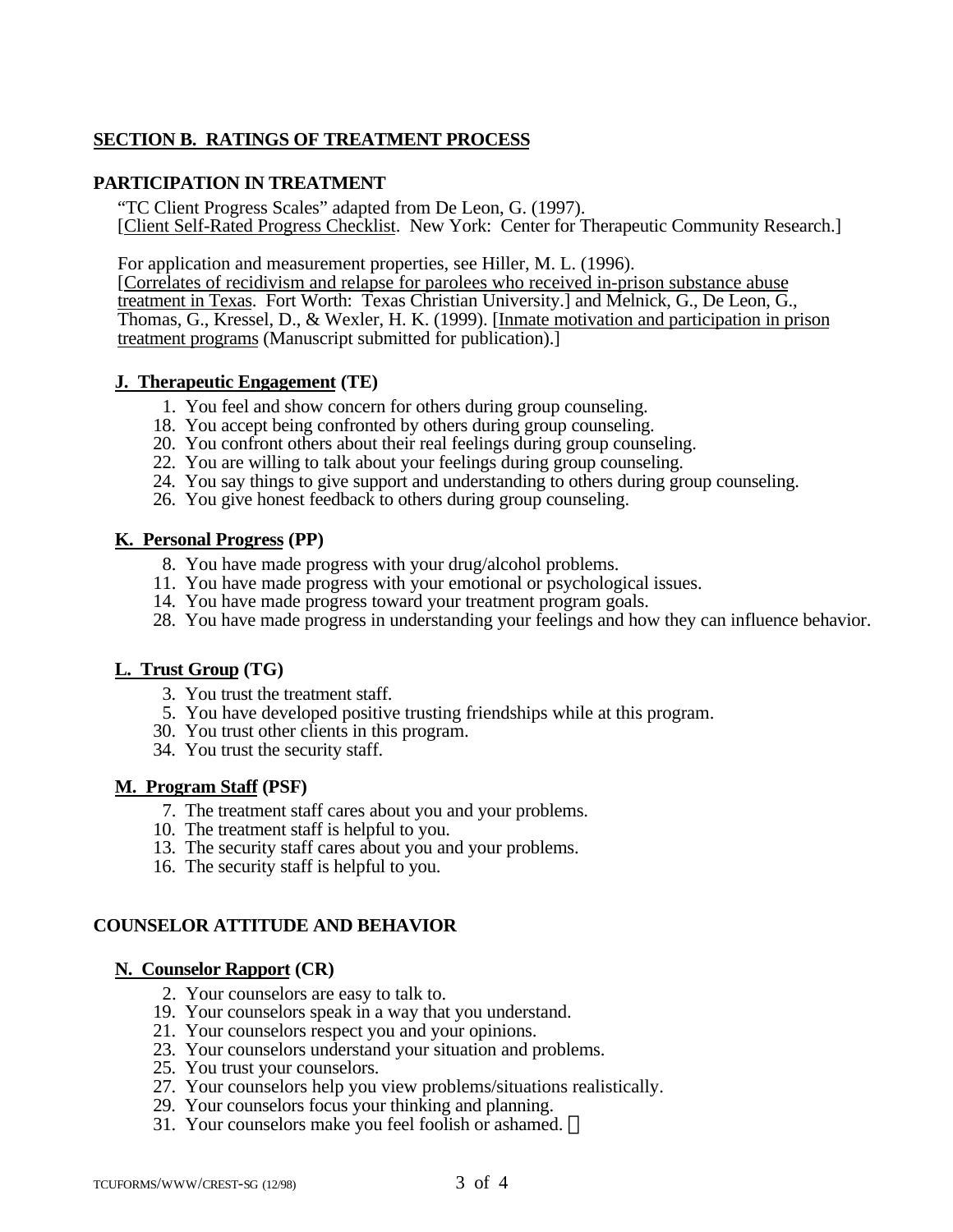## SECTION B. RATINGS OF TREATMENT PROCESS

### PARTICIPATION IN TREATMENT

"TC Client Progress Scales" adapted from De Leon, G. (1997). [Client Self-Rated Progress Checklist. New York: Center for Therapeutic Community Research.]

For application and measurement properties, see Hiller, M. L. (1996). [Correlates of recidivism and relapse for parolees who received in-prison substance abuse treatment in Texas. Fort Worth: Texas Christian University.] and Melnick, G., De Leon, G., Thomas, G., Kressel, D., & Wexler, H. K. (1999). [Inmate motivation and participation in prison treatment programs (Manuscript submitted for publication).]

#### J. Therapeutic Engagement (TE)

1. You feel and show concern for others during group counseling.
18. You accept being confronted by others during group counseling.
20. You confront others about their real feelings during group counseling.
22. You are willing to talk about your feelings during group counseling.
24. You say things to give support and understanding to others during group counseling.
26. You give honest feedback to others during group counseling.

#### K. Personal Progress (PP)

8. You have made progress with your drug/alcohol problems.
11. You have made progress with your emotional or psychological issues.
14. You have made progress toward your treatment program goals.
28. You have made progress in understanding your feelings and how they can influence behavior.

#### L. Trust Group (TG)

3. You trust the treatment staff.
5. You have developed positive trusting friendships while at this program.
30. You trust other clients in this program.
34. You trust the security staff.

#### M. Program Staff (PSF)

7. The treatment staff cares about you and your problems.
10. The treatment staff is helpful to you.
13. The security staff cares about you and your problems.
16. The security staff is helpful to you.

### COUNSELOR ATTITUDE AND BEHAVIOR

#### N. Counselor Rapport (CR)

2. Your counselors are easy to talk to.
19. Your counselors speak in a way that you understand.
21. Your counselors respect you and your opinions.
23. Your counselors understand your situation and problems.
25. You trust your counselors.
27. Your counselors help you view problems/situations realistically.
29. Your counselors focus your thinking and planning.
31. Your counselors make you feel foolish or ashamed. ®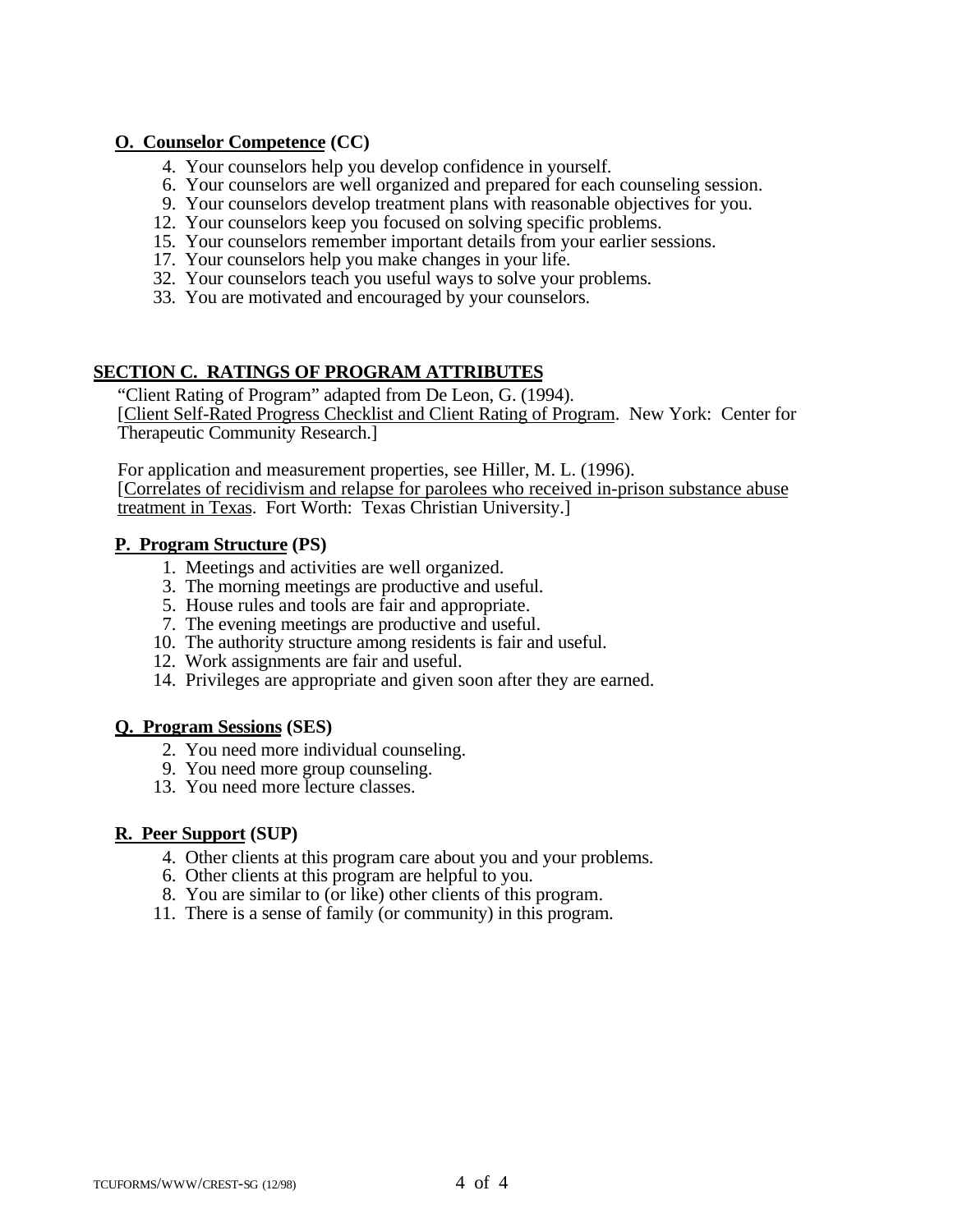**O. Counselor Competence (CC)**

4. Your counselors help you develop confidence in yourself.
6. Your counselors are well organized and prepared for each counseling session.
9. Your counselors develop treatment plans with reasonable objectives for you.
12. Your counselors keep you focused on solving specific problems.
15. Your counselors remember important details from your earlier sessions.
17. Your counselors help you make changes in your life.
32. Your counselors teach you useful ways to solve your problems.
33. You are motivated and encouraged by your counselors.

## SECTION C. RATINGS OF PROGRAM ATTRIBUTES

"Client Rating of Program" adapted from De Leon, G. (1994).
[Client Self-Rated Progress Checklist and Client Rating of Program. New York: Center for Therapeutic Community Research.]

For application and measurement properties, see Hiller, M. L. (1996).
[Correlates of recidivism and relapse for parolees who received in-prison substance abuse treatment in Texas. Fort Worth: Texas Christian University.]

**P. Program Structure (PS)**

1. Meetings and activities are well organized.
3. The morning meetings are productive and useful.
5. House rules and tools are fair and appropriate.
7. The evening meetings are productive and useful.
10. The authority structure among residents is fair and useful.
12. Work assignments are fair and useful.
14. Privileges are appropriate and given soon after they are earned.

**Q. Program Sessions (SES)**

2. You need more individual counseling.
9. You need more group counseling.
13. You need more lecture classes.

**R. Peer Support (SUP)**

4. Other clients at this program care about you and your problems.
6. Other clients at this program are helpful to you.
8. You are similar to (or like) other clients of this program.
11. There is a sense of family (or community) in this program.

TCUFORMS/WWW/CREST-SG (12/98)